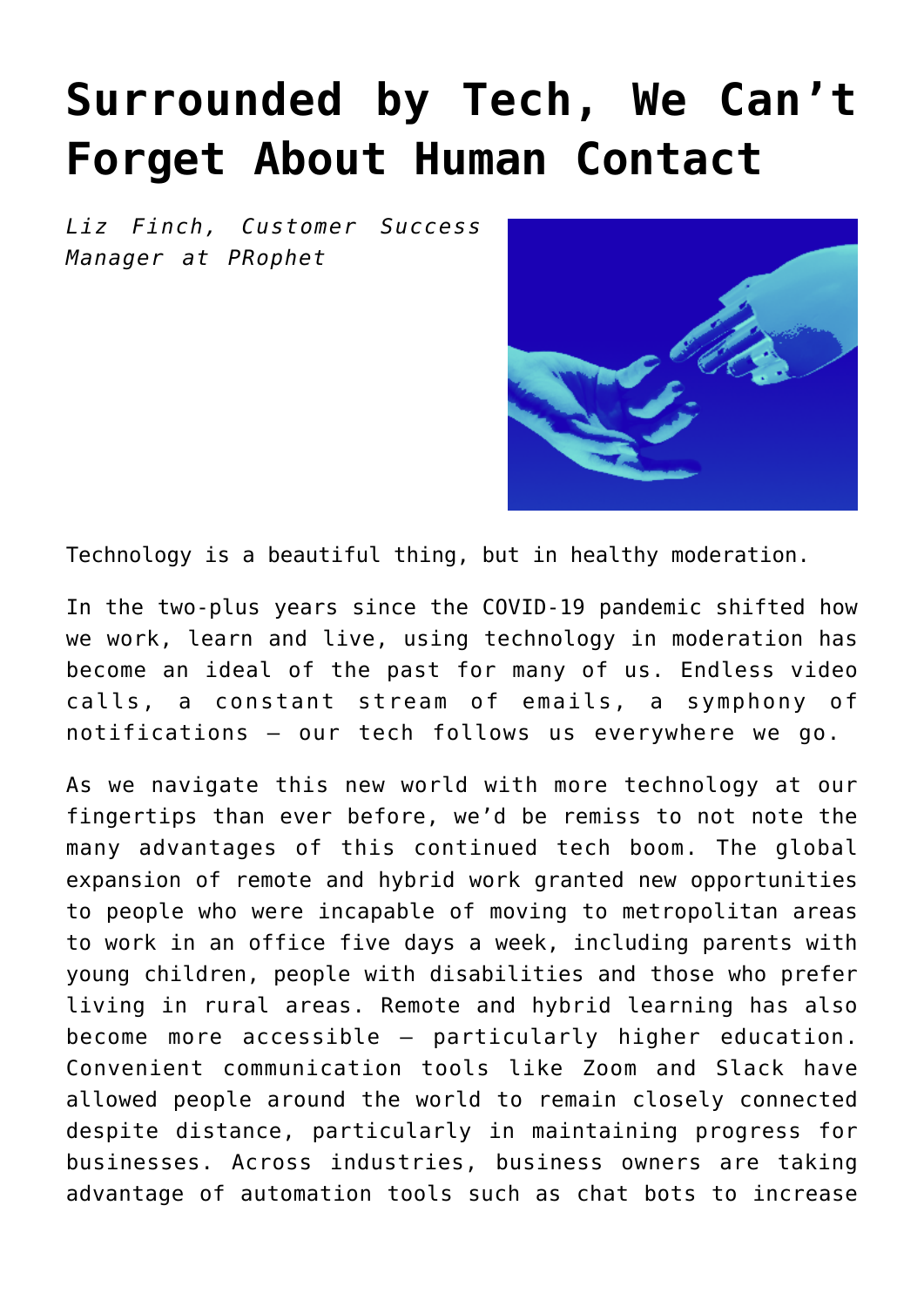# Surrounded by Tech, We Can't Forget About Human Contact

*Liz Finch, Customer Success Manager at PRophet*

Technology is a beautiful thing, but in healthy moderation.

In the two-plus years since the COVID-19 pandemic shifted how we work, learn and live, using technology in moderation has become an ideal of the past for many of us. Endless video calls, a constant stream of emails, a symphony of notifications – our tech follows us everywhere we go.

As we navigate this new world with more technology at our fingertips than ever before, we'd be remiss to not note the many advantages of this continued tech boom. The global expansion of remote and hybrid work granted new opportunities to people who were incapable of moving to metropolitan areas to work in an office five days a week, including parents with young children, people with disabilities and those who prefer living in rural areas. Remote and hybrid learning has also become more accessible – particularly higher education. Convenient communication tools like Zoom and Slack have allowed people around the world to remain closely connected despite distance, particularly in maintaining progress for businesses. Across industries, business owners are taking advantage of automation tools such as chat bots to increase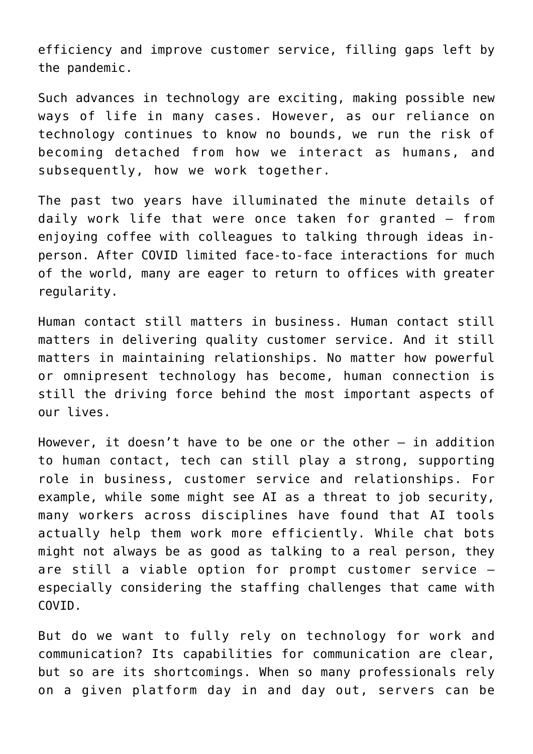efficiency and improve customer service, filling gaps left by the pandemic.

Such advances in technology are exciting, making possible new ways of life in many cases. However, as our reliance on technology continues to know no bounds, we run the risk of becoming detached from how we interact as humans, and subsequently, how we work together.

The past two years have illuminated the minute details of daily work life that were once taken for granted – from enjoying coffee with colleagues to talking through ideas in-person. After COVID limited face-to-face interactions for much of the world, many are eager to return to offices with greater regularity.

Human contact still matters in business. Human contact still matters in delivering quality customer service. And it still matters in maintaining relationships. No matter how powerful or omnipresent technology has become, human connection is still the driving force behind the most important aspects of our lives.

However, it doesn't have to be one or the other – in addition to human contact, tech can still play a strong, supporting role in business, customer service and relationships. For example, while some might see AI as a threat to job security, many workers across disciplines have found that AI tools actually help them work more efficiently. While chat bots might not always be as good as talking to a real person, they are still a viable option for prompt customer service – especially considering the staffing challenges that came with COVID.

But do we want to fully rely on technology for work and communication? Its capabilities for communication are clear, but so are its shortcomings. When so many professionals rely on a given platform day in and day out, servers can be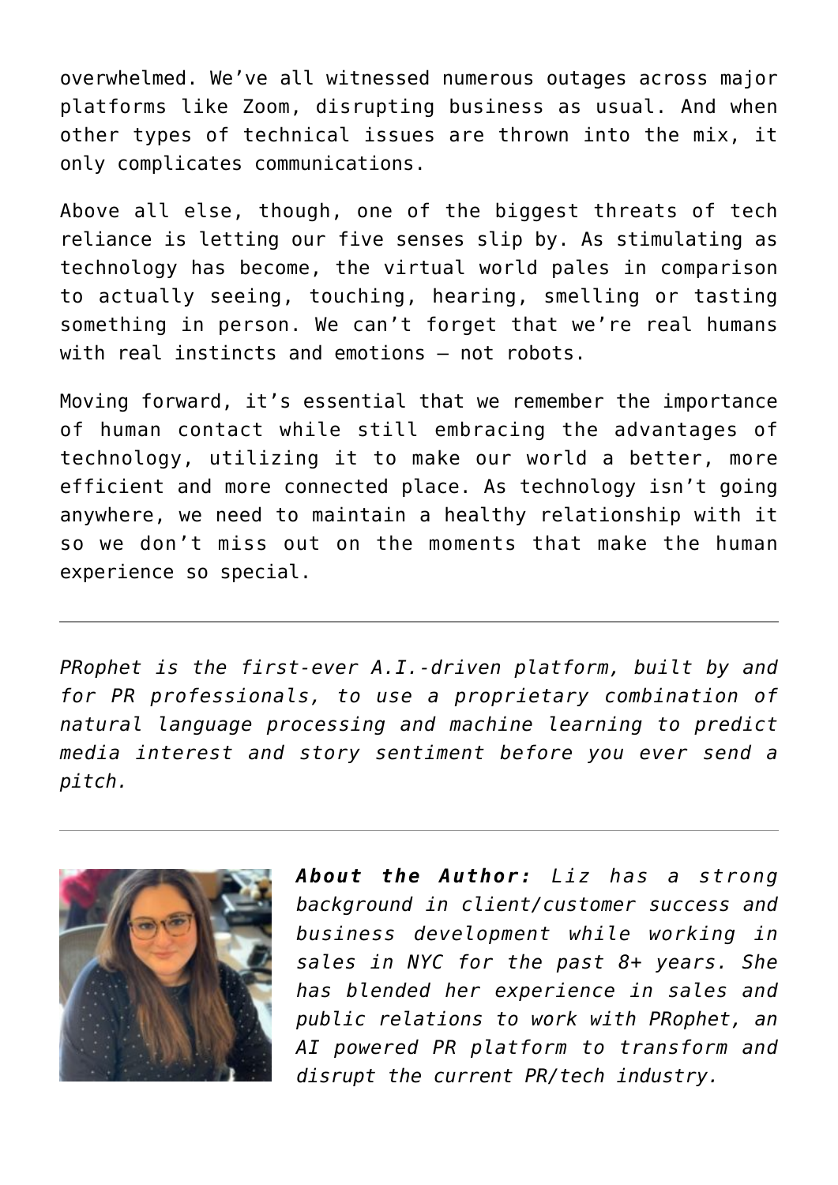overwhelmed. We've all witnessed numerous outages across major platforms like Zoom, disrupting business as usual. And when other types of technical issues are thrown into the mix, it only complicates communications.

Above all else, though, one of the biggest threats of tech reliance is letting our five senses slip by. As stimulating as technology has become, the virtual world pales in comparison to actually seeing, touching, hearing, smelling or tasting something in person. We can't forget that we're real humans with real instincts and emotions – not robots.

Moving forward, it's essential that we remember the importance of human contact while still embracing the advantages of technology, utilizing it to make our world a better, more efficient and more connected place. As technology isn't going anywhere, we need to maintain a healthy relationship with it so we don't miss out on the moments that make the human experience so special.

---

*PRophet is the first-ever A.I.-driven platform, built by and for PR professionals, to use a proprietary combination of natural language processing and machine learning to predict media interest and story sentiment before you ever send a pitch.*

---

***About the Author:*** *Liz has a strong background in client/customer success and business development while working in sales in NYC for the past 8+ years. She has blended her experience in sales and public relations to work with PRophet, an AI powered PR platform to transform and disrupt the current PR/tech industry.*